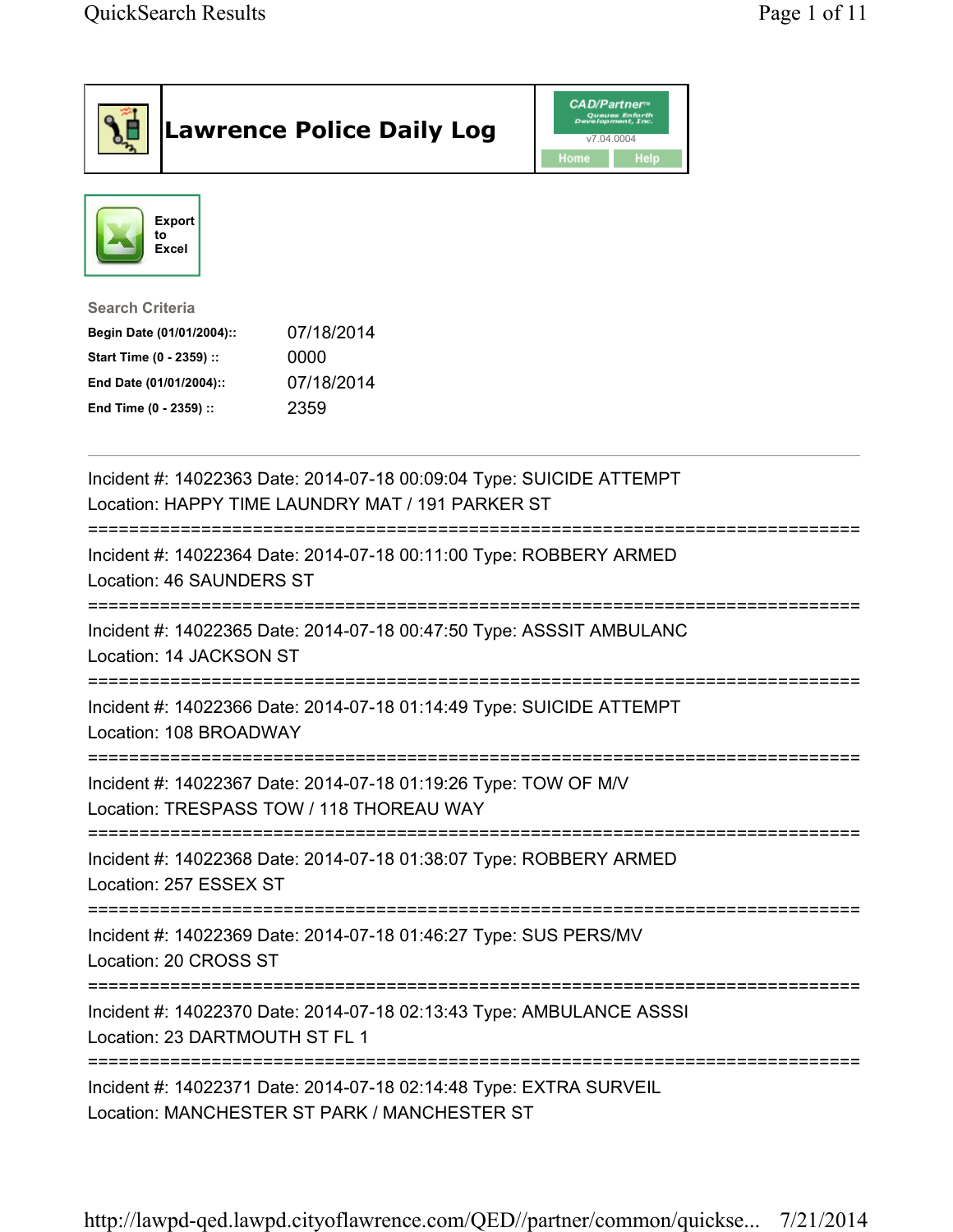# Lawrence Police Daily Log

Export to Excel

**Search Criteria**

| | |
|---|---|
| **Begin Date (01/01/2004)::** | 07/18/2014 |
| **Start Time (0 - 2359) ::** | 0000 |
| **End Date (01/01/2004)::** | 07/18/2014 |
| **End Time (0 - 2359) ::** | 2359 |

---

Incident #: 14022363 Date: 2014-07-18 00:09:04 Type: SUICIDE ATTEMPT
Location: HAPPY TIME LAUNDRY MAT / 191 PARKER ST

===========================================================================

Incident #: 14022364 Date: 2014-07-18 00:11:00 Type: ROBBERY ARMED
Location: 46 SAUNDERS ST

===========================================================================

Incident #: 14022365 Date: 2014-07-18 00:47:50 Type: ASSSIT AMBULANC
Location: 14 JACKSON ST

===========================================================================

Incident #: 14022366 Date: 2014-07-18 01:14:49 Type: SUICIDE ATTEMPT
Location: 108 BROADWAY

===========================================================================

Incident #: 14022367 Date: 2014-07-18 01:19:26 Type: TOW OF M/V
Location: TRESPASS TOW / 118 THOREAU WAY

===========================================================================

Incident #: 14022368 Date: 2014-07-18 01:38:07 Type: ROBBERY ARMED
Location: 257 ESSEX ST

===========================================================================

Incident #: 14022369 Date: 2014-07-18 01:46:27 Type: SUS PERS/MV
Location: 20 CROSS ST

===========================================================================

Incident #: 14022370 Date: 2014-07-18 02:13:43 Type: AMBULANCE ASSSI
Location: 23 DARTMOUTH ST FL 1

===========================================================================

Incident #: 14022371 Date: 2014-07-18 02:14:48 Type: EXTRA SURVEIL
Location: MANCHESTER ST PARK / MANCHESTER ST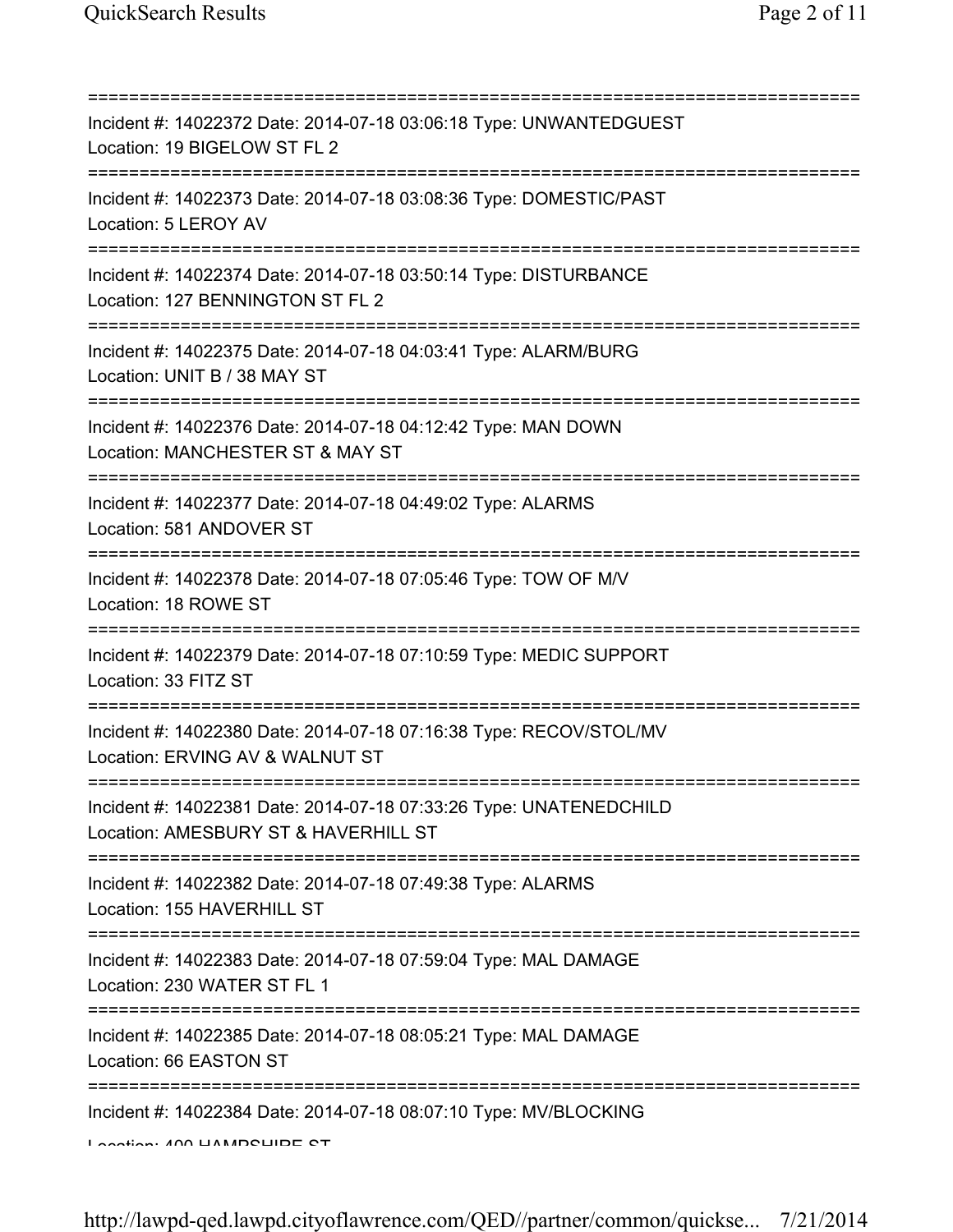===========================================================================
Incident #: 14022372 Date: 2014-07-18 03:06:18 Type: UNWANTEDGUEST
Location: 19 BIGELOW ST FL 2
===========================================================================
Incident #: 14022373 Date: 2014-07-18 03:08:36 Type: DOMESTIC/PAST
Location: 5 LEROY AV
===========================================================================
Incident #: 14022374 Date: 2014-07-18 03:50:14 Type: DISTURBANCE
Location: 127 BENNINGTON ST FL 2
===========================================================================
Incident #: 14022375 Date: 2014-07-18 04:03:41 Type: ALARM/BURG
Location: UNIT B / 38 MAY ST
===========================================================================
Incident #: 14022376 Date: 2014-07-18 04:12:42 Type: MAN DOWN
Location: MANCHESTER ST & MAY ST
===========================================================================
Incident #: 14022377 Date: 2014-07-18 04:49:02 Type: ALARMS
Location: 581 ANDOVER ST
===========================================================================
Incident #: 14022378 Date: 2014-07-18 07:05:46 Type: TOW OF M/V
Location: 18 ROWE ST
===========================================================================
Incident #: 14022379 Date: 2014-07-18 07:10:59 Type: MEDIC SUPPORT
Location: 33 FITZ ST
===========================================================================
Incident #: 14022380 Date: 2014-07-18 07:16:38 Type: RECOV/STOL/MV
Location: ERVING AV & WALNUT ST
===========================================================================
Incident #: 14022381 Date: 2014-07-18 07:33:26 Type: UNATENEDCHILD
Location: AMESBURY ST & HAVERHILL ST
===========================================================================
Incident #: 14022382 Date: 2014-07-18 07:49:38 Type: ALARMS
Location: 155 HAVERHILL ST
===========================================================================
Incident #: 14022383 Date: 2014-07-18 07:59:04 Type: MAL DAMAGE
Location: 230 WATER ST FL 1
===========================================================================
Incident #: 14022385 Date: 2014-07-18 08:05:21 Type: MAL DAMAGE
Location: 66 EASTON ST
===========================================================================
Incident #: 14022384 Date: 2014-07-18 08:07:10 Type: MV/BLOCKING
Location: 400 HAMPSHIRE ST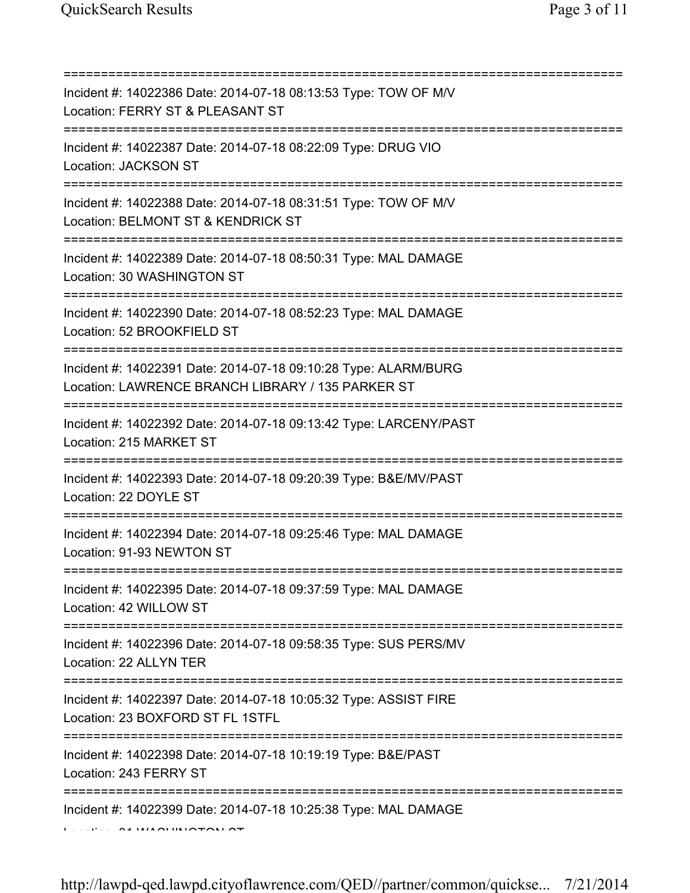===========================================================================
Incident #: 14022386 Date: 2014-07-18 08:13:53 Type: TOW OF M/V
Location: FERRY ST & PLEASANT ST
===========================================================================
Incident #: 14022387 Date: 2014-07-18 08:22:09 Type: DRUG VIO
Location: JACKSON ST
===========================================================================
Incident #: 14022388 Date: 2014-07-18 08:31:51 Type: TOW OF M/V
Location: BELMONT ST & KENDRICK ST
===========================================================================
Incident #: 14022389 Date: 2014-07-18 08:50:31 Type: MAL DAMAGE
Location: 30 WASHINGTON ST
===========================================================================
Incident #: 14022390 Date: 2014-07-18 08:52:23 Type: MAL DAMAGE
Location: 52 BROOKFIELD ST
===========================================================================
Incident #: 14022391 Date: 2014-07-18 09:10:28 Type: ALARM/BURG
Location: LAWRENCE BRANCH LIBRARY / 135 PARKER ST
===========================================================================
Incident #: 14022392 Date: 2014-07-18 09:13:42 Type: LARCENY/PAST
Location: 215 MARKET ST
===========================================================================
Incident #: 14022393 Date: 2014-07-18 09:20:39 Type: B&E/MV/PAST
Location: 22 DOYLE ST
===========================================================================
Incident #: 14022394 Date: 2014-07-18 09:25:46 Type: MAL DAMAGE
Location: 91-93 NEWTON ST
===========================================================================
Incident #: 14022395 Date: 2014-07-18 09:37:59 Type: MAL DAMAGE
Location: 42 WILLOW ST
===========================================================================
Incident #: 14022396 Date: 2014-07-18 09:58:35 Type: SUS PERS/MV
Location: 22 ALLYN TER
===========================================================================
Incident #: 14022397 Date: 2014-07-18 10:05:32 Type: ASSIST FIRE
Location: 23 BOXFORD ST FL 1STFL
===========================================================================
Incident #: 14022398 Date: 2014-07-18 10:19:19 Type: B&E/PAST
Location: 243 FERRY ST
===========================================================================
Incident #: 14022399 Date: 2014-07-18 10:25:38 Type: MAL DAMAGE
Location: 81 WASHINGTON ST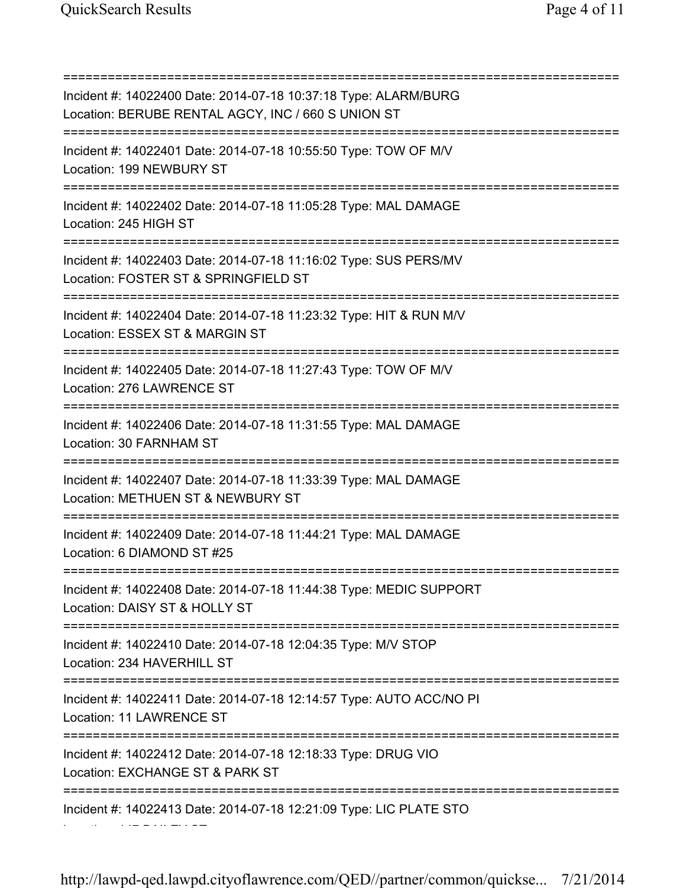===========================================================================
Incident #: 14022400 Date: 2014-07-18 10:37:18 Type: ALARM/BURG
Location: BERUBE RENTAL AGCY, INC / 660 S UNION ST
===========================================================================
Incident #: 14022401 Date: 2014-07-18 10:55:50 Type: TOW OF M/V
Location: 199 NEWBURY ST
===========================================================================
Incident #: 14022402 Date: 2014-07-18 11:05:28 Type: MAL DAMAGE
Location: 245 HIGH ST
===========================================================================
Incident #: 14022403 Date: 2014-07-18 11:16:02 Type: SUS PERS/MV
Location: FOSTER ST & SPRINGFIELD ST
===========================================================================
Incident #: 14022404 Date: 2014-07-18 11:23:32 Type: HIT & RUN M/V
Location: ESSEX ST & MARGIN ST
===========================================================================
Incident #: 14022405 Date: 2014-07-18 11:27:43 Type: TOW OF M/V
Location: 276 LAWRENCE ST
===========================================================================
Incident #: 14022406 Date: 2014-07-18 11:31:55 Type: MAL DAMAGE
Location: 30 FARNHAM ST
===========================================================================
Incident #: 14022407 Date: 2014-07-18 11:33:39 Type: MAL DAMAGE
Location: METHUEN ST & NEWBURY ST
===========================================================================
Incident #: 14022409 Date: 2014-07-18 11:44:21 Type: MAL DAMAGE
Location: 6 DIAMOND ST #25
===========================================================================
Incident #: 14022408 Date: 2014-07-18 11:44:38 Type: MEDIC SUPPORT
Location: DAISY ST & HOLLY ST
===========================================================================
Incident #: 14022410 Date: 2014-07-18 12:04:35 Type: M/V STOP
Location: 234 HAVERHILL ST
===========================================================================
Incident #: 14022411 Date: 2014-07-18 12:14:57 Type: AUTO ACC/NO PI
Location: 11 LAWRENCE ST
===========================================================================
Incident #: 14022412 Date: 2014-07-18 12:18:33 Type: DRUG VIO
Location: EXCHANGE ST & PARK ST
===========================================================================
Incident #: 14022413 Date: 2014-07-18 12:21:09 Type: LIC PLATE STO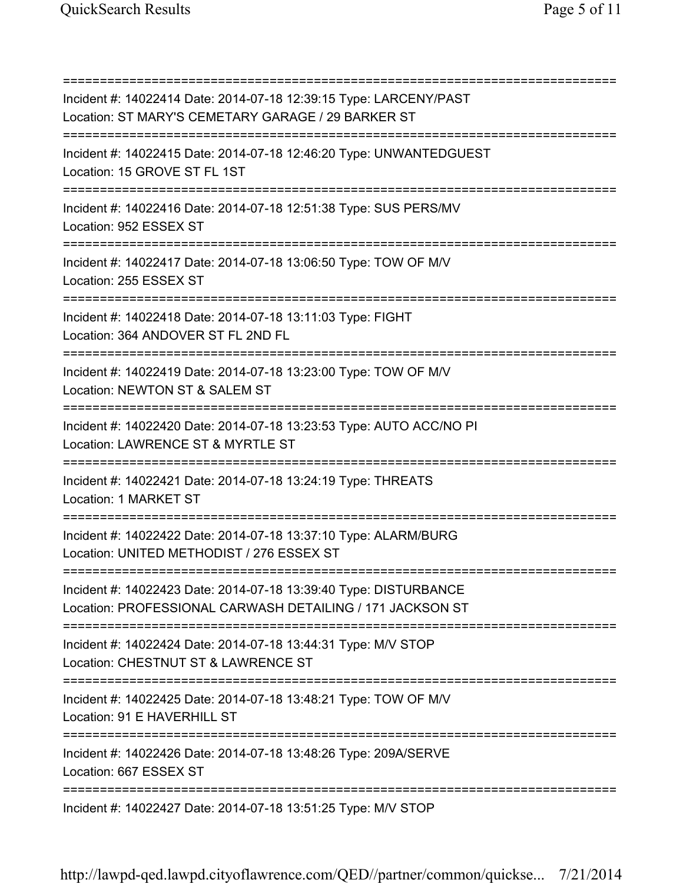===========================================================================
Incident #: 14022414 Date: 2014-07-18 12:39:15 Type: LARCENY/PAST
Location: ST MARY'S CEMETARY GARAGE / 29 BARKER ST
===========================================================================
Incident #: 14022415 Date: 2014-07-18 12:46:20 Type: UNWANTEDGUEST
Location: 15 GROVE ST FL 1ST
===========================================================================
Incident #: 14022416 Date: 2014-07-18 12:51:38 Type: SUS PERS/MV
Location: 952 ESSEX ST
===========================================================================
Incident #: 14022417 Date: 2014-07-18 13:06:50 Type: TOW OF M/V
Location: 255 ESSEX ST
===========================================================================
Incident #: 14022418 Date: 2014-07-18 13:11:03 Type: FIGHT
Location: 364 ANDOVER ST FL 2ND FL
===========================================================================
Incident #: 14022419 Date: 2014-07-18 13:23:00 Type: TOW OF M/V
Location: NEWTON ST & SALEM ST
===========================================================================
Incident #: 14022420 Date: 2014-07-18 13:23:53 Type: AUTO ACC/NO PI
Location: LAWRENCE ST & MYRTLE ST
===========================================================================
Incident #: 14022421 Date: 2014-07-18 13:24:19 Type: THREATS
Location: 1 MARKET ST
===========================================================================
Incident #: 14022422 Date: 2014-07-18 13:37:10 Type: ALARM/BURG
Location: UNITED METHODIST / 276 ESSEX ST
===========================================================================
Incident #: 14022423 Date: 2014-07-18 13:39:40 Type: DISTURBANCE
Location: PROFESSIONAL CARWASH DETAILING / 171 JACKSON ST
===========================================================================
Incident #: 14022424 Date: 2014-07-18 13:44:31 Type: M/V STOP
Location: CHESTNUT ST & LAWRENCE ST
===========================================================================
Incident #: 14022425 Date: 2014-07-18 13:48:21 Type: TOW OF M/V
Location: 91 E HAVERHILL ST
===========================================================================
Incident #: 14022426 Date: 2014-07-18 13:48:26 Type: 209A/SERVE
Location: 667 ESSEX ST
===========================================================================
Incident #: 14022427 Date: 2014-07-18 13:51:25 Type: M/V STOP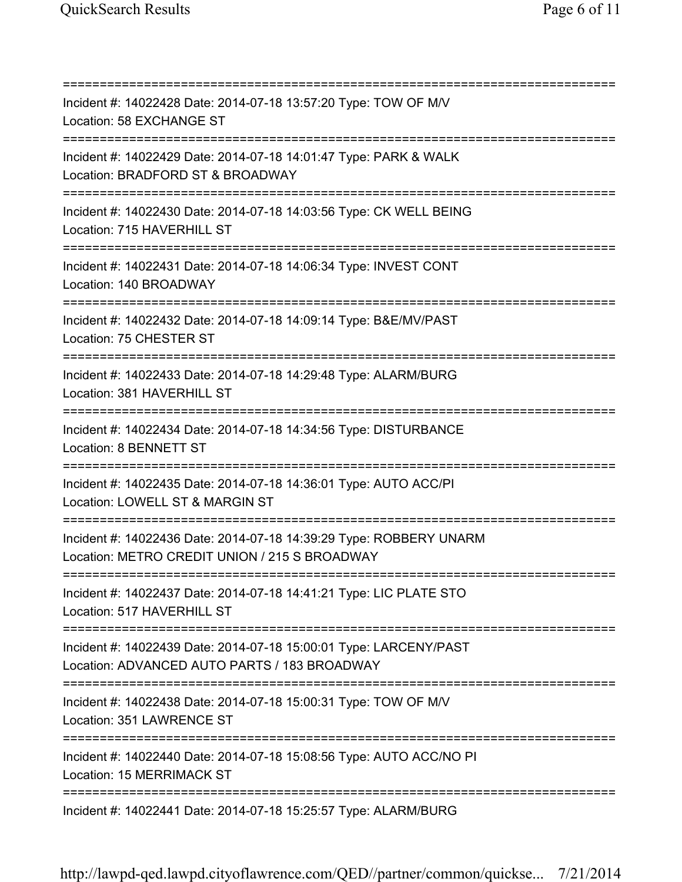==============================================================================
Incident #: 14022428 Date: 2014-07-18 13:57:20 Type: TOW OF M/V
Location: 58 EXCHANGE ST
==============================================================================
Incident #: 14022429 Date: 2014-07-18 14:01:47 Type: PARK & WALK
Location: BRADFORD ST & BROADWAY
==============================================================================
Incident #: 14022430 Date: 2014-07-18 14:03:56 Type: CK WELL BEING
Location: 715 HAVERHILL ST
==============================================================================
Incident #: 14022431 Date: 2014-07-18 14:06:34 Type: INVEST CONT
Location: 140 BROADWAY
==============================================================================
Incident #: 14022432 Date: 2014-07-18 14:09:14 Type: B&E/MV/PAST
Location: 75 CHESTER ST
==============================================================================
Incident #: 14022433 Date: 2014-07-18 14:29:48 Type: ALARM/BURG
Location: 381 HAVERHILL ST
==============================================================================
Incident #: 14022434 Date: 2014-07-18 14:34:56 Type: DISTURBANCE
Location: 8 BENNETT ST
==============================================================================
Incident #: 14022435 Date: 2014-07-18 14:36:01 Type: AUTO ACC/PI
Location: LOWELL ST & MARGIN ST
==============================================================================
Incident #: 14022436 Date: 2014-07-18 14:39:29 Type: ROBBERY UNARM
Location: METRO CREDIT UNION / 215 S BROADWAY
==============================================================================
Incident #: 14022437 Date: 2014-07-18 14:41:21 Type: LIC PLATE STO
Location: 517 HAVERHILL ST
==============================================================================
Incident #: 14022439 Date: 2014-07-18 15:00:01 Type: LARCENY/PAST
Location: ADVANCED AUTO PARTS / 183 BROADWAY
==============================================================================
Incident #: 14022438 Date: 2014-07-18 15:00:31 Type: TOW OF M/V
Location: 351 LAWRENCE ST
==============================================================================
Incident #: 14022440 Date: 2014-07-18 15:08:56 Type: AUTO ACC/NO PI
Location: 15 MERRIMACK ST
==============================================================================
Incident #: 14022441 Date: 2014-07-18 15:25:57 Type: ALARM/BURG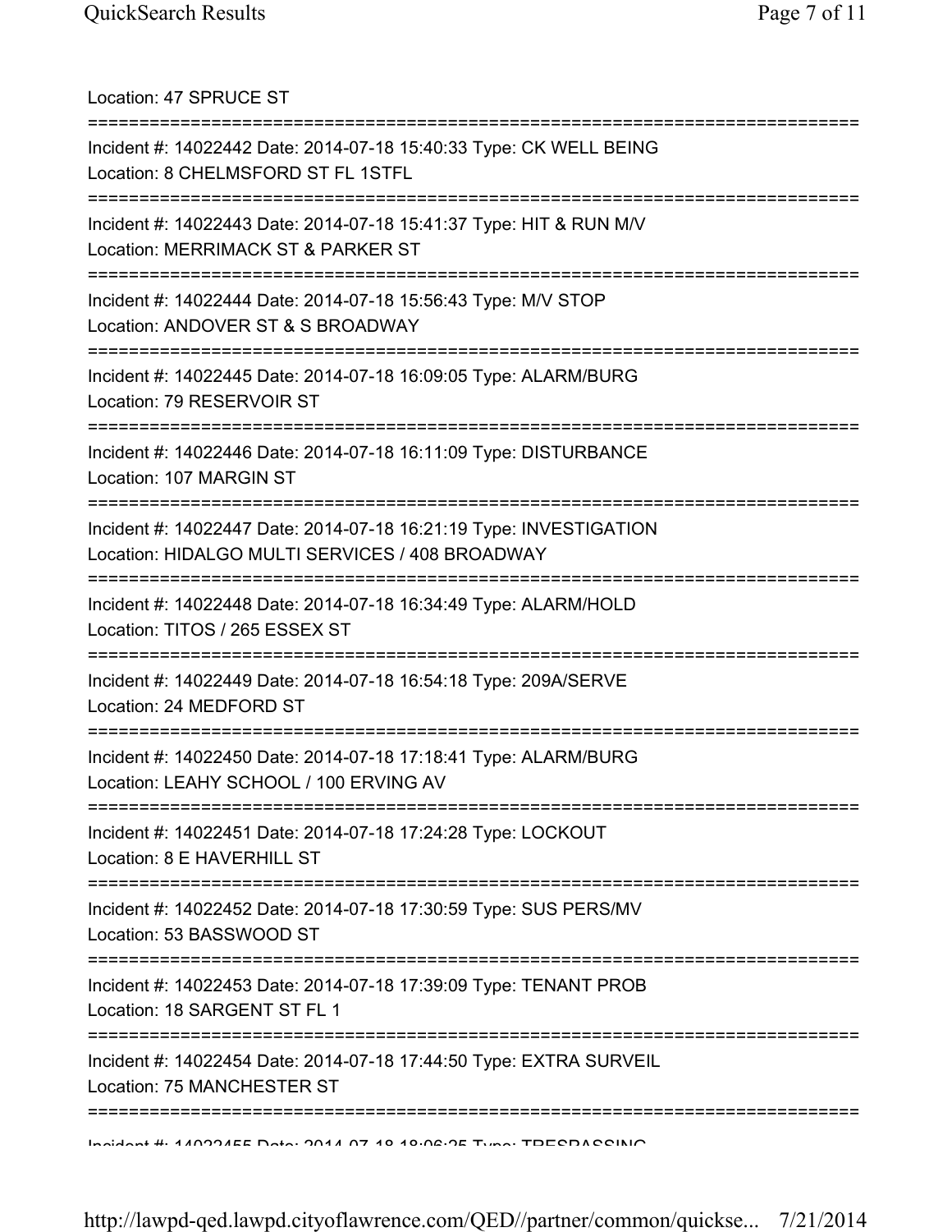Location: 47 SPRUCE ST

===========================================================================

Incident #: 14022442 Date: 2014-07-18 15:40:33 Type: CK WELL BEING
Location: 8 CHELMSFORD ST FL 1STFL

===========================================================================

Incident #: 14022443 Date: 2014-07-18 15:41:37 Type: HIT & RUN M/V
Location: MERRIMACK ST & PARKER ST

===========================================================================

Incident #: 14022444 Date: 2014-07-18 15:56:43 Type: M/V STOP
Location: ANDOVER ST & S BROADWAY

===========================================================================

Incident #: 14022445 Date: 2014-07-18 16:09:05 Type: ALARM/BURG
Location: 79 RESERVOIR ST

===========================================================================

Incident #: 14022446 Date: 2014-07-18 16:11:09 Type: DISTURBANCE
Location: 107 MARGIN ST

===========================================================================

Incident #: 14022447 Date: 2014-07-18 16:21:19 Type: INVESTIGATION
Location: HIDALGO MULTI SERVICES / 408 BROADWAY

===========================================================================

Incident #: 14022448 Date: 2014-07-18 16:34:49 Type: ALARM/HOLD
Location: TITOS / 265 ESSEX ST

===========================================================================

Incident #: 14022449 Date: 2014-07-18 16:54:18 Type: 209A/SERVE
Location: 24 MEDFORD ST

===========================================================================

Incident #: 14022450 Date: 2014-07-18 17:18:41 Type: ALARM/BURG
Location: LEAHY SCHOOL / 100 ERVING AV

===========================================================================

Incident #: 14022451 Date: 2014-07-18 17:24:28 Type: LOCKOUT
Location: 8 E HAVERHILL ST

===========================================================================

Incident #: 14022452 Date: 2014-07-18 17:30:59 Type: SUS PERS/MV
Location: 53 BASSWOOD ST

===========================================================================

Incident #: 14022453 Date: 2014-07-18 17:39:09 Type: TENANT PROB
Location: 18 SARGENT ST FL 1

===========================================================================

Incident #: 14022454 Date: 2014-07-18 17:44:50 Type: EXTRA SURVEIL
Location: 75 MANCHESTER ST

===========================================================================

Incident #: 14022455 Date: 2014-07-18 18:06:25 Type: TRESPASSING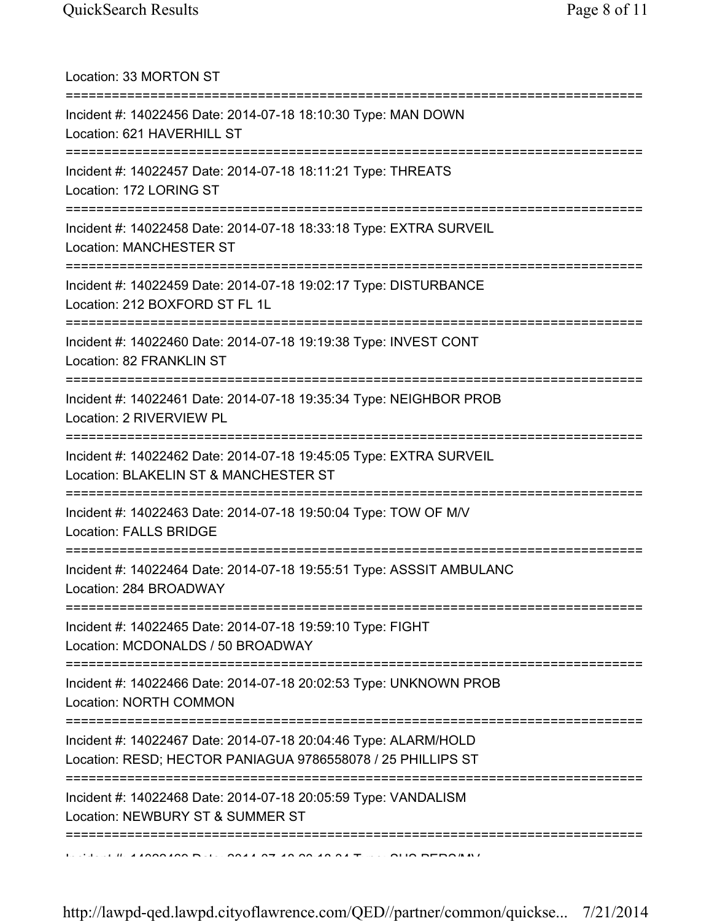Location: 33 MORTON ST

===========================================================================

Incident #: 14022456 Date: 2014-07-18 18:10:30 Type: MAN DOWN
Location: 621 HAVERHILL ST

===========================================================================

Incident #: 14022457 Date: 2014-07-18 18:11:21 Type: THREATS
Location: 172 LORING ST

===========================================================================

Incident #: 14022458 Date: 2014-07-18 18:33:18 Type: EXTRA SURVEIL
Location: MANCHESTER ST

===========================================================================

Incident #: 14022459 Date: 2014-07-18 19:02:17 Type: DISTURBANCE
Location: 212 BOXFORD ST FL 1L

===========================================================================

Incident #: 14022460 Date: 2014-07-18 19:19:38 Type: INVEST CONT
Location: 82 FRANKLIN ST

===========================================================================

Incident #: 14022461 Date: 2014-07-18 19:35:34 Type: NEIGHBOR PROB
Location: 2 RIVERVIEW PL

===========================================================================

Incident #: 14022462 Date: 2014-07-18 19:45:05 Type: EXTRA SURVEIL
Location: BLAKELIN ST & MANCHESTER ST

===========================================================================

Incident #: 14022463 Date: 2014-07-18 19:50:04 Type: TOW OF M/V
Location: FALLS BRIDGE

===========================================================================

Incident #: 14022464 Date: 2014-07-18 19:55:51 Type: ASSSIT AMBULANC
Location: 284 BROADWAY

===========================================================================

Incident #: 14022465 Date: 2014-07-18 19:59:10 Type: FIGHT
Location: MCDONALDS / 50 BROADWAY

===========================================================================

Incident #: 14022466 Date: 2014-07-18 20:02:53 Type: UNKNOWN PROB
Location: NORTH COMMON

===========================================================================

Incident #: 14022467 Date: 2014-07-18 20:04:46 Type: ALARM/HOLD
Location: RESD; HECTOR PANIAGUA 9786558078 / 25 PHILLIPS ST

===========================================================================

Incident #: 14022468 Date: 2014-07-18 20:05:59 Type: VANDALISM
Location: NEWBURY ST & SUMMER ST

===========================================================================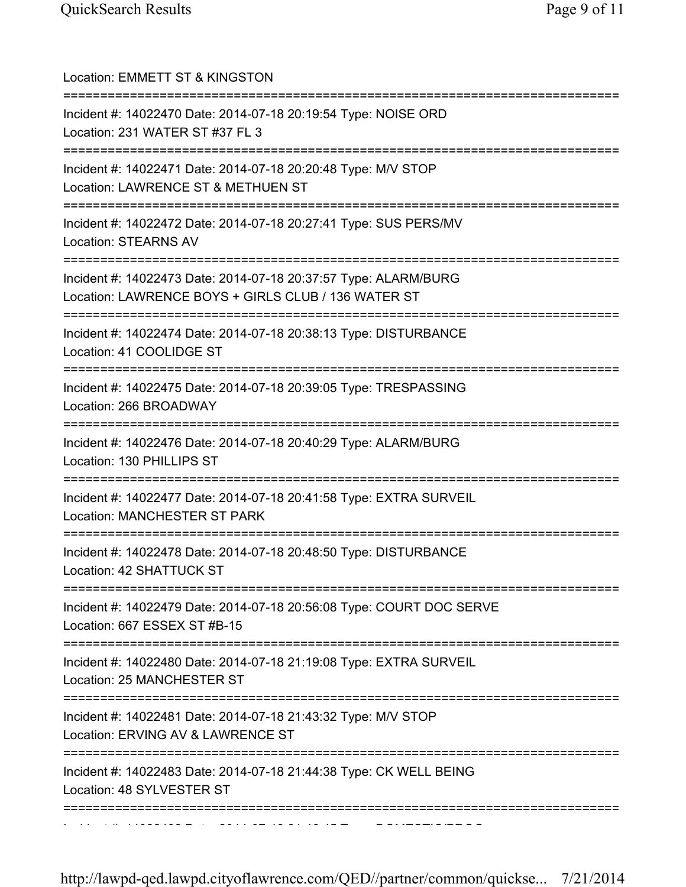Location: EMMETT ST & KINGSTON

===========================================================================

Incident #: 14022470 Date: 2014-07-18 20:19:54 Type: NOISE ORD
Location: 231 WATER ST #37 FL 3

===========================================================================

Incident #: 14022471 Date: 2014-07-18 20:20:48 Type: M/V STOP
Location: LAWRENCE ST & METHUEN ST

===========================================================================

Incident #: 14022472 Date: 2014-07-18 20:27:41 Type: SUS PERS/MV
Location: STEARNS AV

===========================================================================

Incident #: 14022473 Date: 2014-07-18 20:37:57 Type: ALARM/BURG
Location: LAWRENCE BOYS + GIRLS CLUB / 136 WATER ST

===========================================================================

Incident #: 14022474 Date: 2014-07-18 20:38:13 Type: DISTURBANCE
Location: 41 COOLIDGE ST

===========================================================================

Incident #: 14022475 Date: 2014-07-18 20:39:05 Type: TRESPASSING
Location: 266 BROADWAY

===========================================================================

Incident #: 14022476 Date: 2014-07-18 20:40:29 Type: ALARM/BURG
Location: 130 PHILLIPS ST

===========================================================================

Incident #: 14022477 Date: 2014-07-18 20:41:58 Type: EXTRA SURVEIL
Location: MANCHESTER ST PARK

===========================================================================

Incident #: 14022478 Date: 2014-07-18 20:48:50 Type: DISTURBANCE
Location: 42 SHATTUCK ST

===========================================================================

Incident #: 14022479 Date: 2014-07-18 20:56:08 Type: COURT DOC SERVE
Location: 667 ESSEX ST #B-15

===========================================================================

Incident #: 14022480 Date: 2014-07-18 21:19:08 Type: EXTRA SURVEIL
Location: 25 MANCHESTER ST

===========================================================================

Incident #: 14022481 Date: 2014-07-18 21:43:32 Type: M/V STOP
Location: ERVING AV & LAWRENCE ST

===========================================================================

Incident #: 14022483 Date: 2014-07-18 21:44:38 Type: CK WELL BEING
Location: 48 SYLVESTER ST

===========================================================================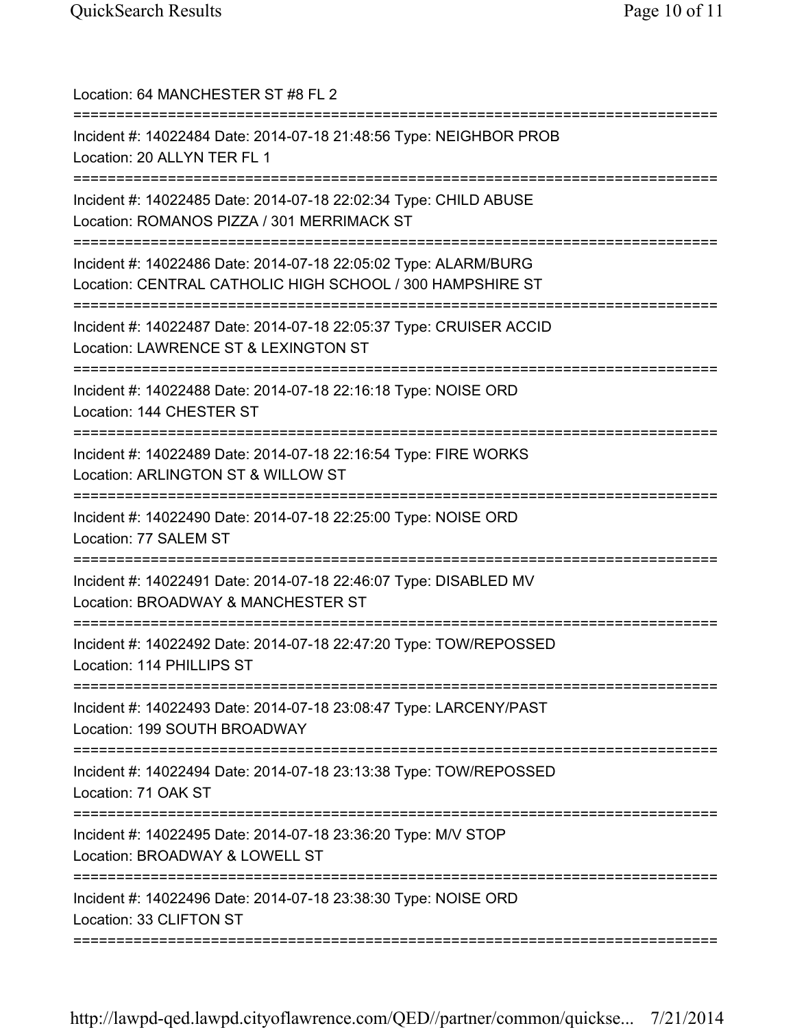Location: 64 MANCHESTER ST #8 FL 2

===========================================================================

Incident #: 14022484 Date: 2014-07-18 21:48:56 Type: NEIGHBOR PROB
Location: 20 ALLYN TER FL 1

===========================================================================

Incident #: 14022485 Date: 2014-07-18 22:02:34 Type: CHILD ABUSE
Location: ROMANOS PIZZA / 301 MERRIMACK ST

===========================================================================

Incident #: 14022486 Date: 2014-07-18 22:05:02 Type: ALARM/BURG
Location: CENTRAL CATHOLIC HIGH SCHOOL / 300 HAMPSHIRE ST

===========================================================================

Incident #: 14022487 Date: 2014-07-18 22:05:37 Type: CRUISER ACCID
Location: LAWRENCE ST & LEXINGTON ST

===========================================================================

Incident #: 14022488 Date: 2014-07-18 22:16:18 Type: NOISE ORD
Location: 144 CHESTER ST

===========================================================================

Incident #: 14022489 Date: 2014-07-18 22:16:54 Type: FIRE WORKS
Location: ARLINGTON ST & WILLOW ST

===========================================================================

Incident #: 14022490 Date: 2014-07-18 22:25:00 Type: NOISE ORD
Location: 77 SALEM ST

===========================================================================

Incident #: 14022491 Date: 2014-07-18 22:46:07 Type: DISABLED MV
Location: BROADWAY & MANCHESTER ST

===========================================================================

Incident #: 14022492 Date: 2014-07-18 22:47:20 Type: TOW/REPOSSED
Location: 114 PHILLIPS ST

===========================================================================

Incident #: 14022493 Date: 2014-07-18 23:08:47 Type: LARCENY/PAST
Location: 199 SOUTH BROADWAY

===========================================================================

Incident #: 14022494 Date: 2014-07-18 23:13:38 Type: TOW/REPOSSED
Location: 71 OAK ST

===========================================================================

Incident #: 14022495 Date: 2014-07-18 23:36:20 Type: M/V STOP
Location: BROADWAY & LOWELL ST

===========================================================================

Incident #: 14022496 Date: 2014-07-18 23:38:30 Type: NOISE ORD
Location: 33 CLIFTON ST

===========================================================================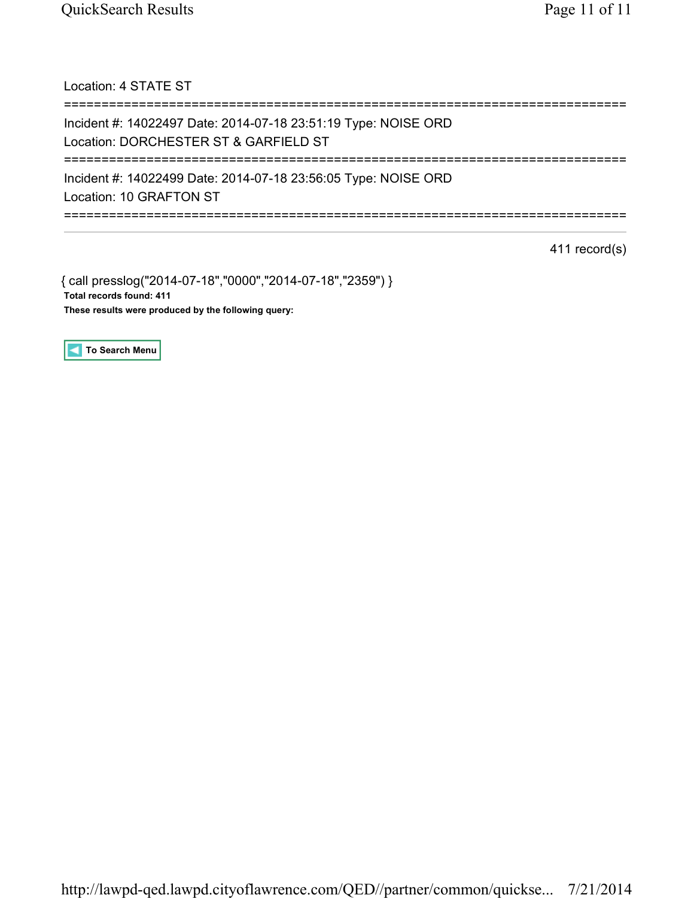Location: 4 STATE ST

===========================================================================

Incident #: 14022497 Date: 2014-07-18 23:51:19 Type: NOISE ORD

Location: DORCHESTER ST & GARFIELD ST

===========================================================================

Incident #: 14022499 Date: 2014-07-18 23:56:05 Type: NOISE ORD

Location: 10 GRAFTON ST

===========================================================================

---

411 record(s)

{ call presslog("2014-07-18","0000","2014-07-18","2359") }

**Total records found: 411**

**These results were produced by the following query:**

**To Search Menu**